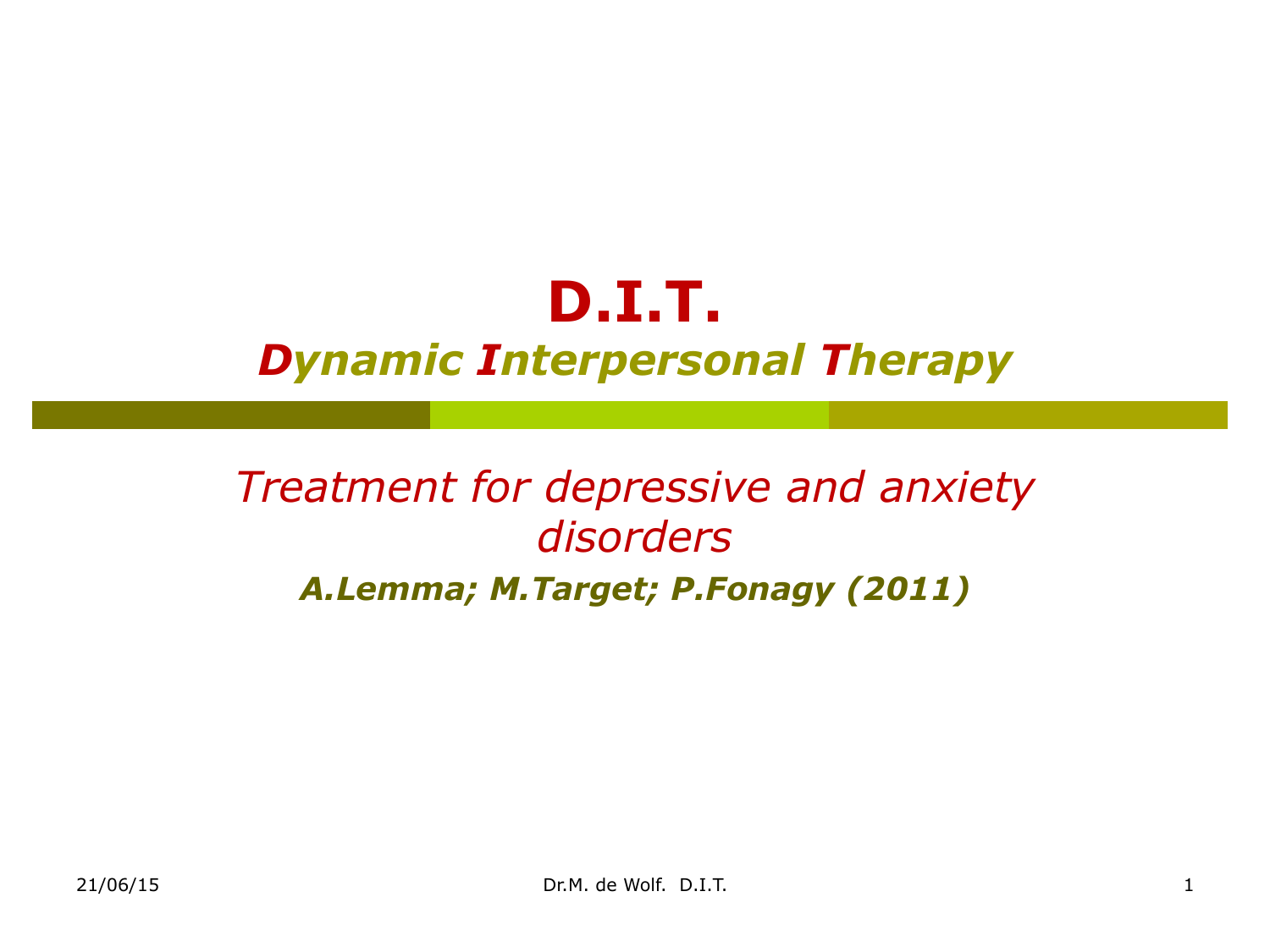# D.I.T.

## *Dynamic Interpersonal Therapy*

*Treatment for depressive and anxiety disorders*

***A.Lemma; M.Target; P.Fonagy (2011)***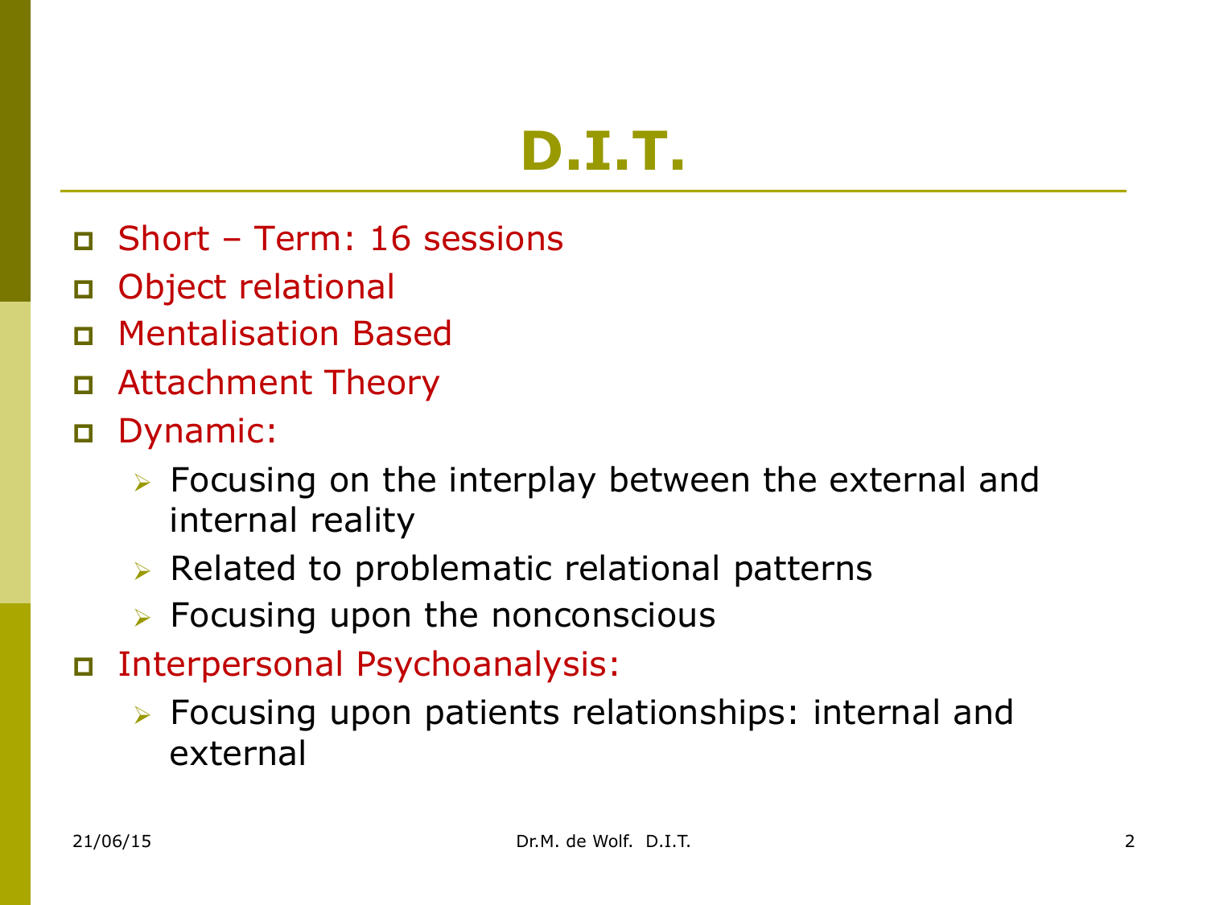# D.I.T.

- Short – Term: 16 sessions
- Object relational
- Mentalisation Based
- Attachment Theory
- Dynamic:
  - Focusing on the interplay between the external and internal reality
  - Related to problematic relational patterns
  - Focusing upon the nonconscious
- Interpersonal Psychoanalysis:
  - Focusing upon patients relationships: internal and external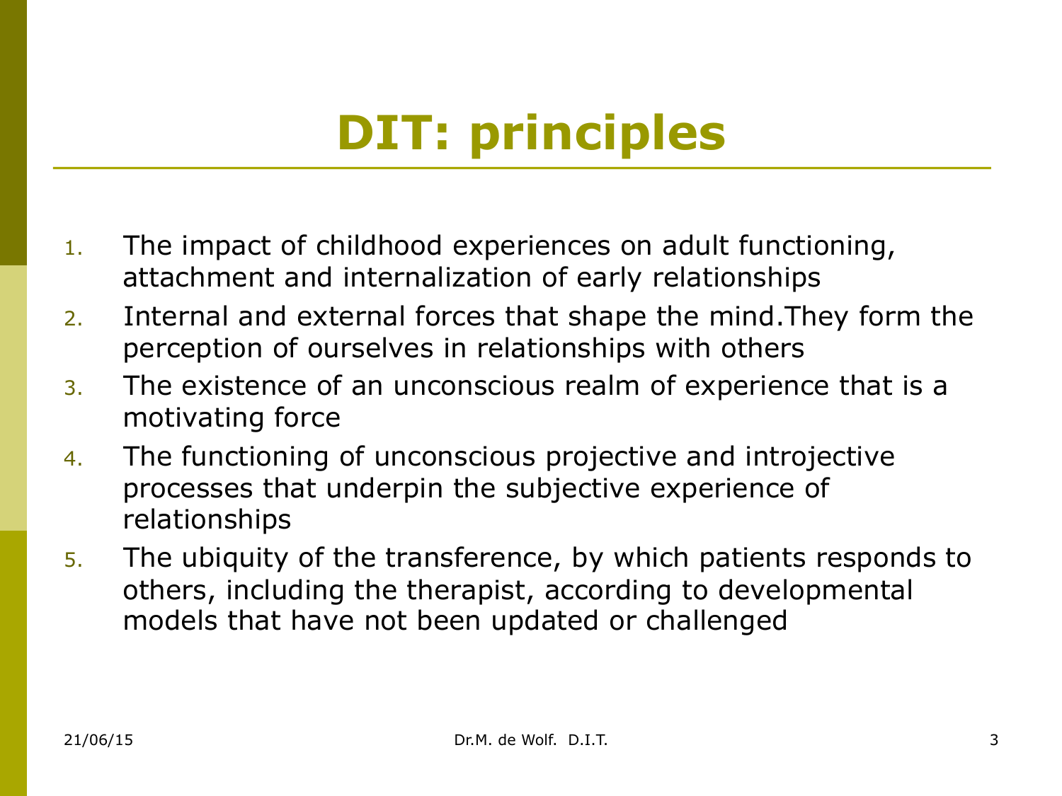# DIT: principles

1. The impact of childhood experiences on adult functioning, attachment and internalization of early relationships
2. Internal and external forces that shape the mind.They form the perception of ourselves in relationships with others
3. The existence of an unconscious realm of experience that is a motivating force
4. The functioning of unconscious projective and introjective processes that underpin the subjective experience of relationships
5. The ubiquity of the transference, by which patients responds to others, including the therapist, according to developmental models that have not been updated or challenged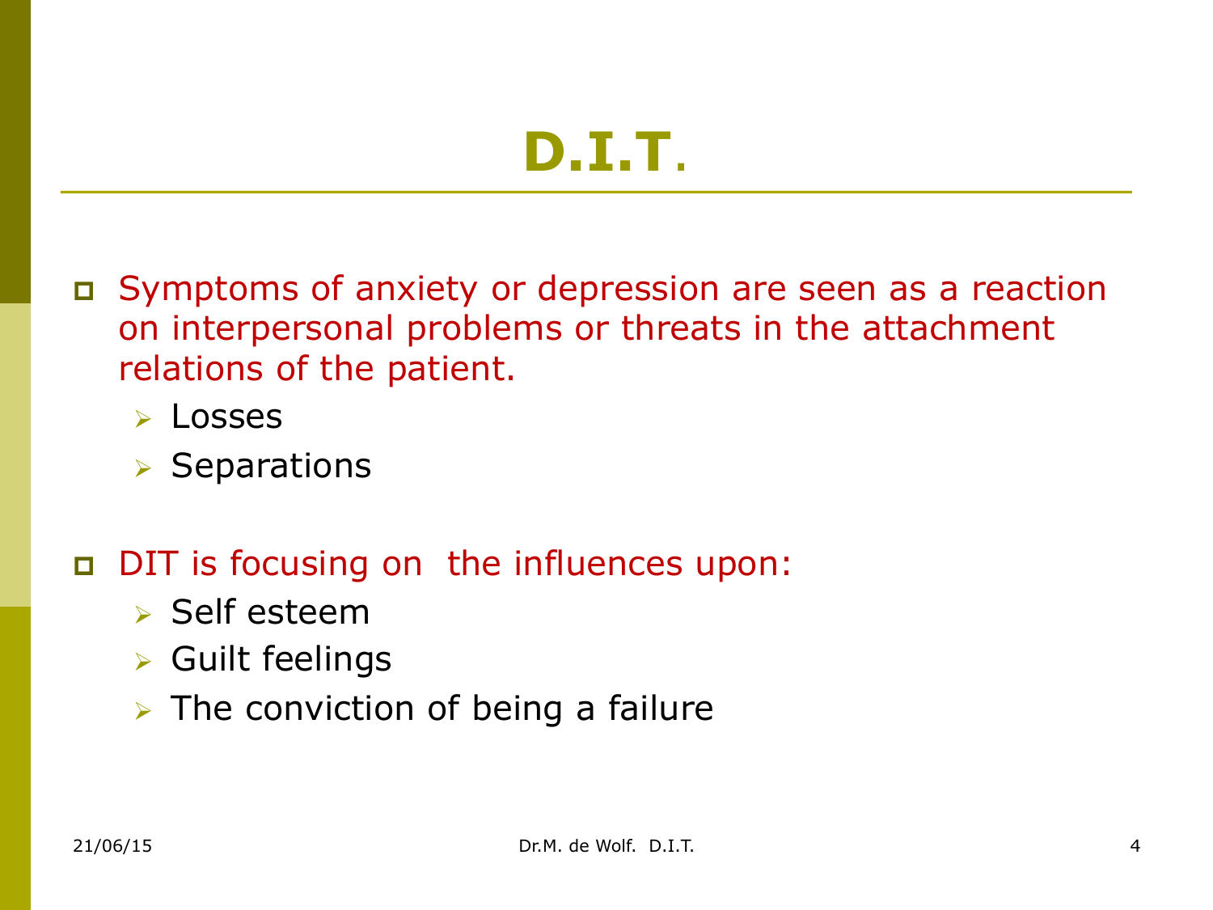# D.I.T.

- Symptoms of anxiety or depression are seen as a reaction on interpersonal problems or threats in the attachment relations of the patient.
  - Losses
  - Separations

- DIT is focusing on  the influences upon:
  - Self esteem
  - Guilt feelings
  - The conviction of being a failure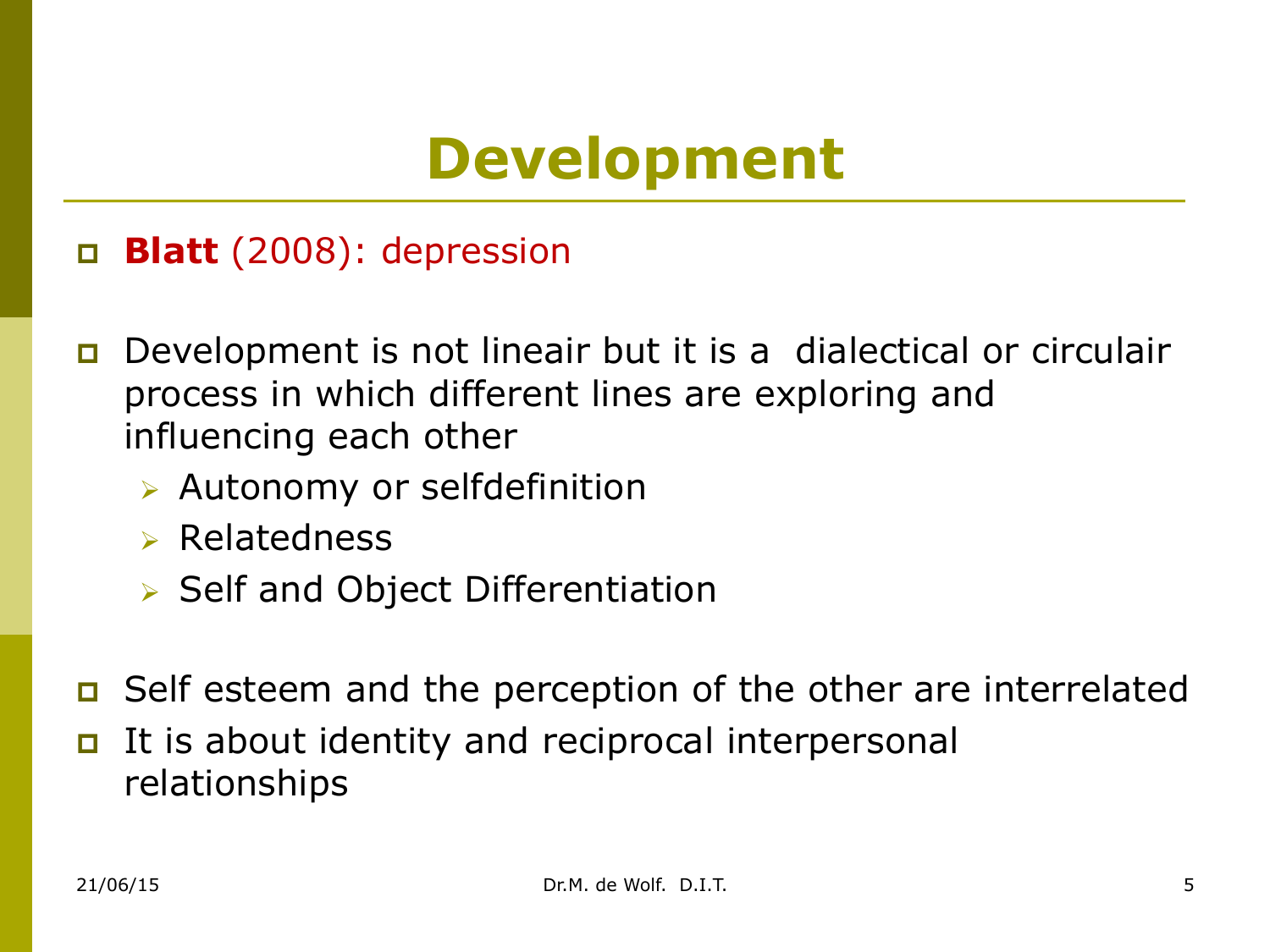# Development

- **Blatt** (2008): depression

- Development is not lineair but it is a dialectical or circulair process in which different lines are exploring and influencing each other
  - Autonomy or selfdefinition
  - Relatedness
  - Self and Object Differentiation

- Self esteem and the perception of the other are interrelated
- It is about identity and reciprocal interpersonal relationships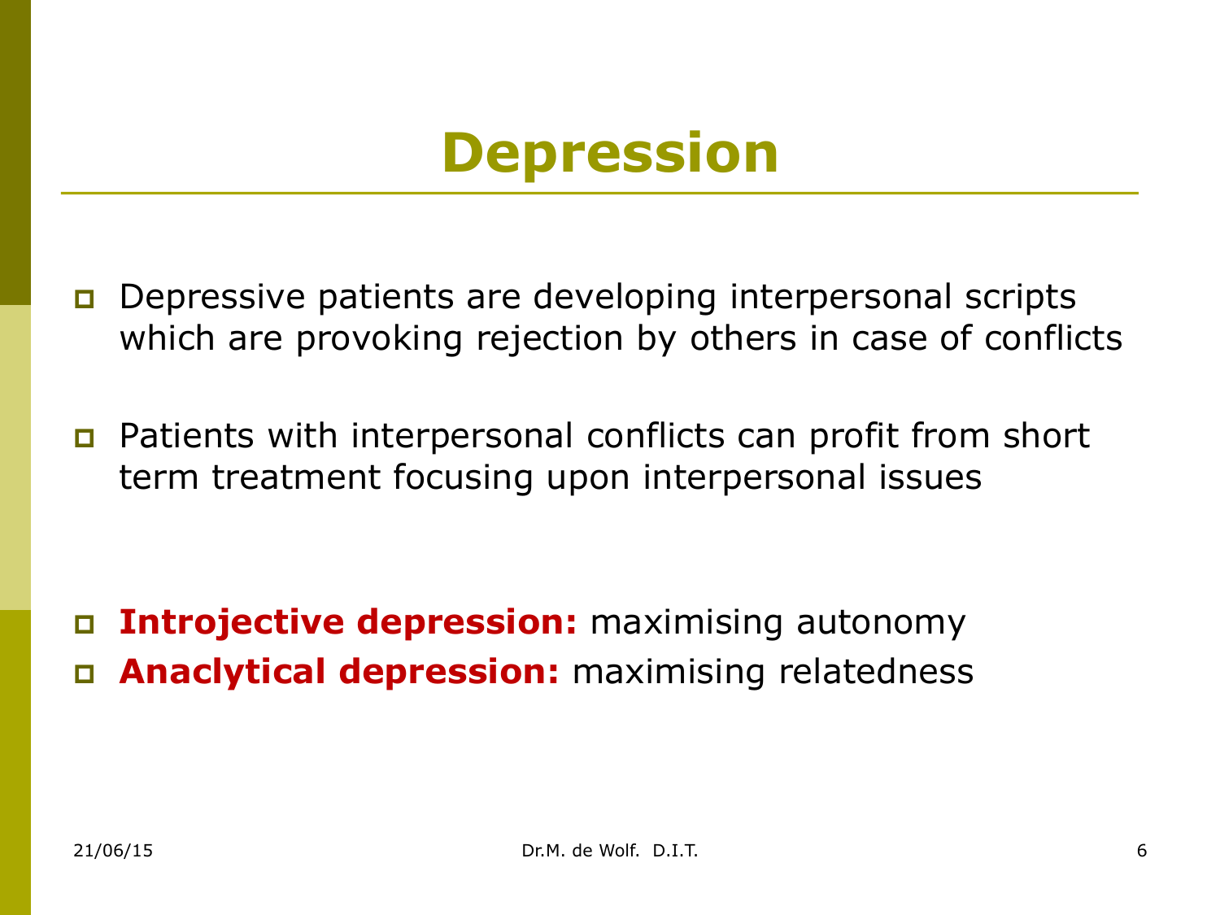# Depression

- Depressive patients are developing interpersonal scripts which are provoking rejection by others in case of conflicts
- Patients with interpersonal conflicts can profit from short term treatment focusing upon interpersonal issues

- **Introjective depression:** maximising autonomy
- **Anaclytical depression:** maximising relatedness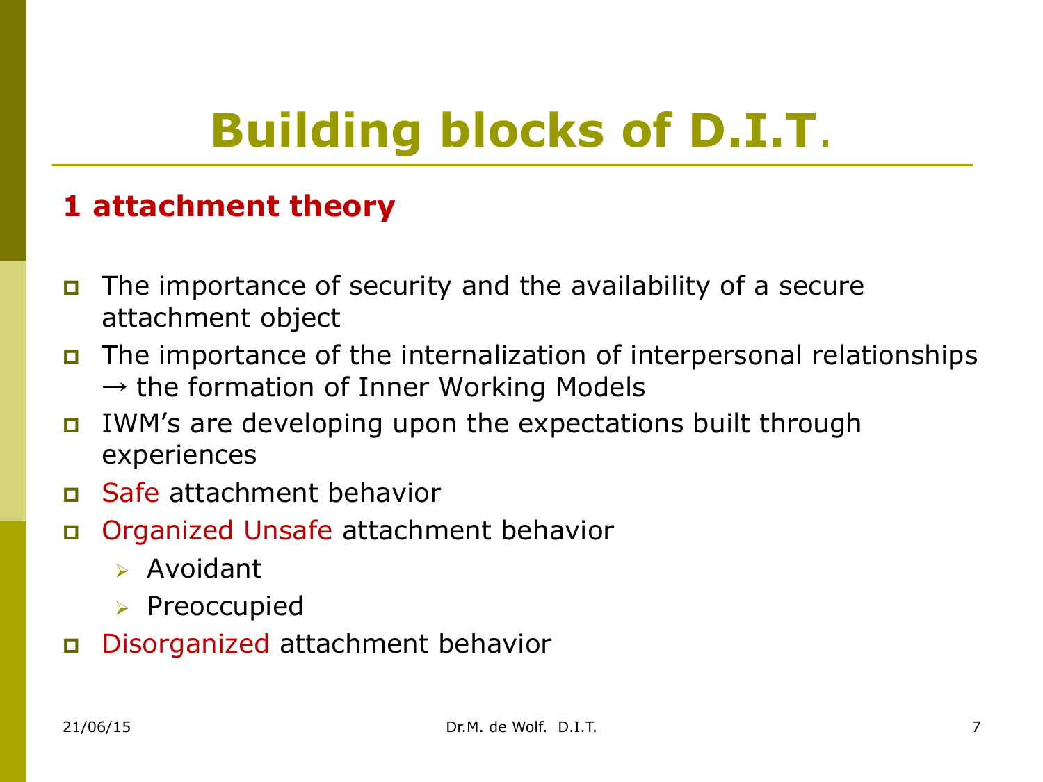# Building blocks of D.I.T.

## 1 attachment theory

- The importance of security and the availability of a secure attachment object
- The importance of the internalization of interpersonal relationships → the formation of Inner Working Models
- IWM's are developing upon the expectations built through experiences
- Safe attachment behavior
- Organized Unsafe attachment behavior
  - Avoidant
  - Preoccupied
- Disorganized attachment behavior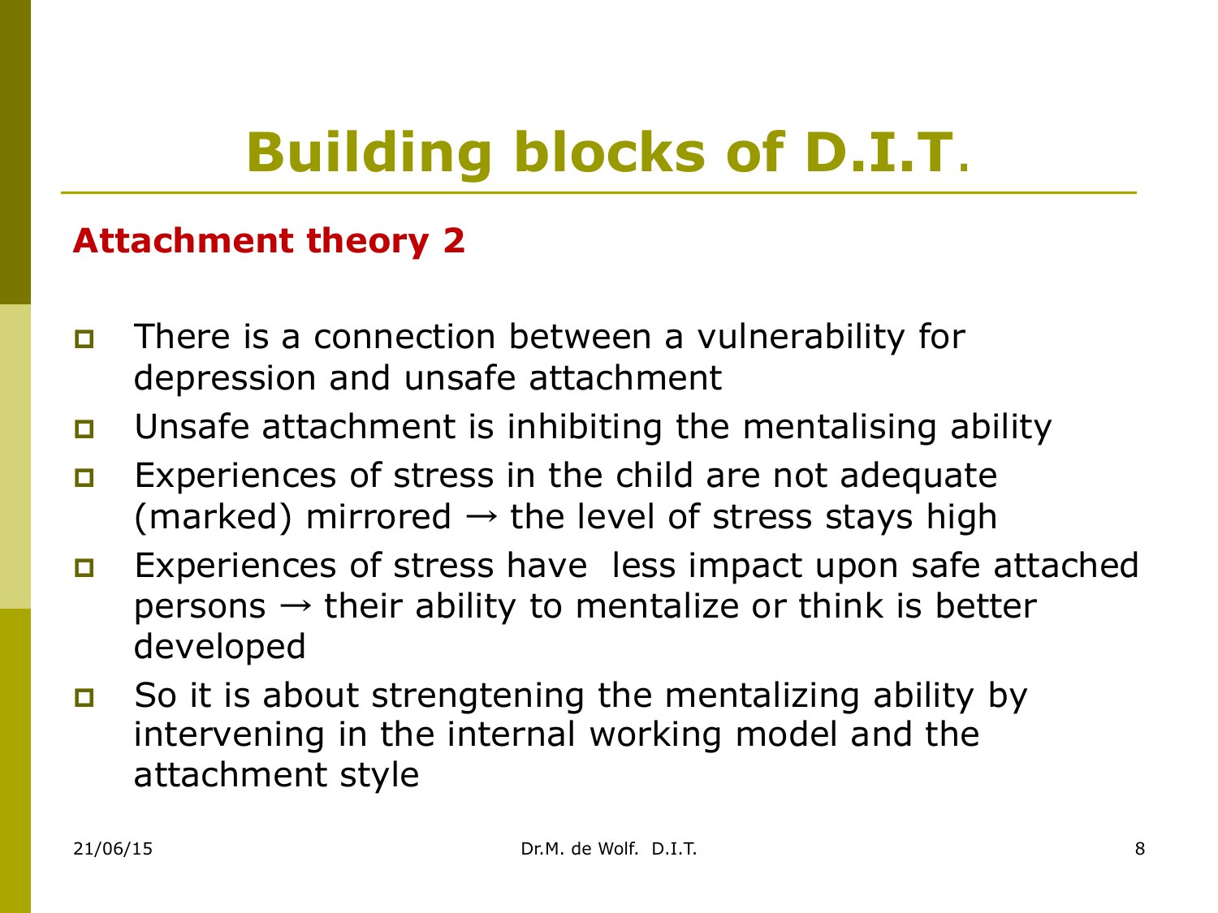# Building blocks of D.I.T.

**Attachment theory 2**

- There is a connection between a vulnerability for depression and unsafe attachment
- Unsafe attachment is inhibiting the mentalising ability
- Experiences of stress in the child are not adequate (marked) mirrored → the level of stress stays high
- Experiences of stress have less impact upon safe attached persons → their ability to mentalize or think is better developed
- So it is about strengtening the mentalizing ability by intervening in the internal working model and the attachment style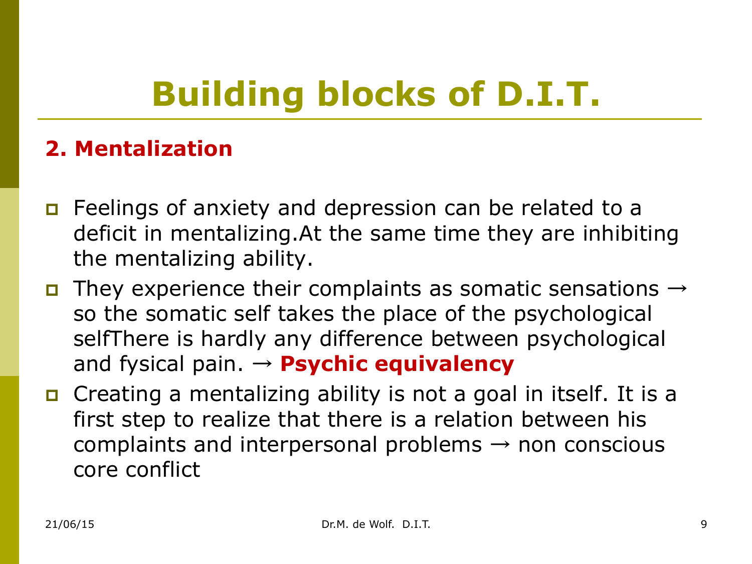# Building blocks of D.I.T.

## 2. Mentalization

- Feelings of anxiety and depression can be related to a deficit in mentalizing.At the same time they are inhibiting the mentalizing ability.
- They experience their complaints as somatic sensations → so the somatic self takes the place of the psychological selfThere is hardly any difference between psychological and fysical pain. → **Psychic equivalency**
- Creating a mentalizing ability is not a goal in itself. It is a first step to realize that there is a relation between his complaints and interpersonal problems → non conscious core conflict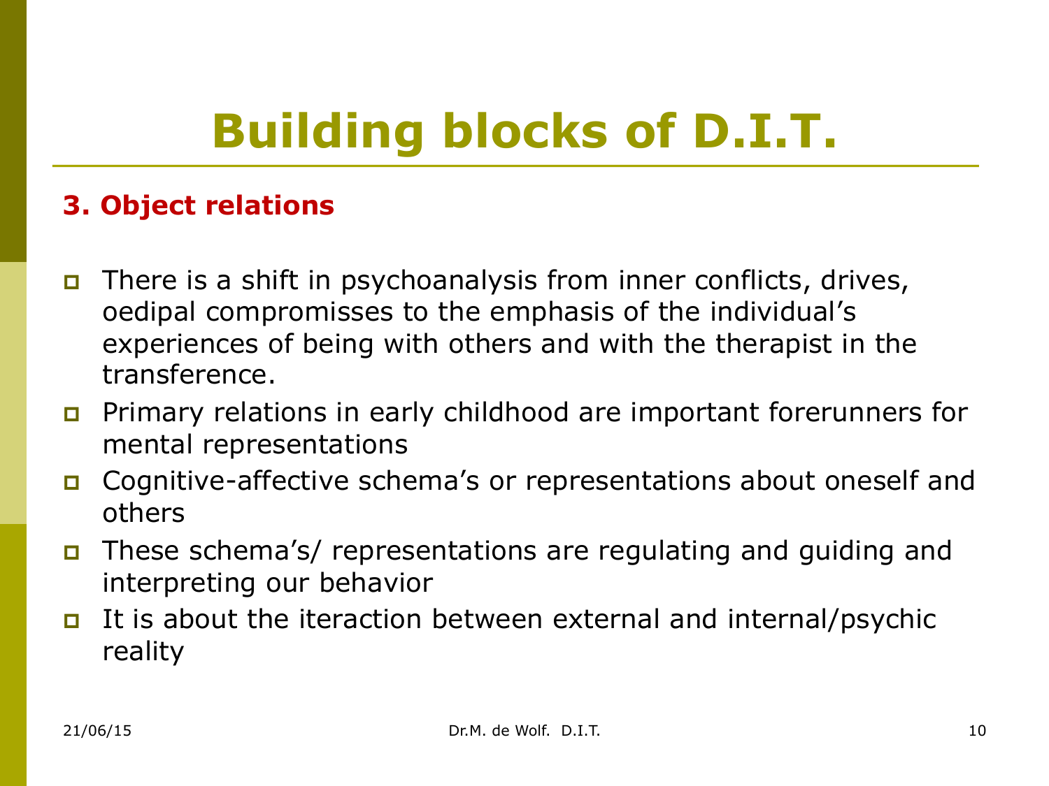# Building blocks of D.I.T.

### 3. Object relations

- There is a shift in psychoanalysis from inner conflicts, drives, oedipal compromisses to the emphasis of the individual's experiences of being with others and with the therapist in the transference.
- Primary relations in early childhood are important forerunners for mental representations
- Cognitive-affective schema's or representations about oneself and others
- These schema's/ representations are regulating and guiding and interpreting our behavior
- It is about the iteraction between external and internal/psychic reality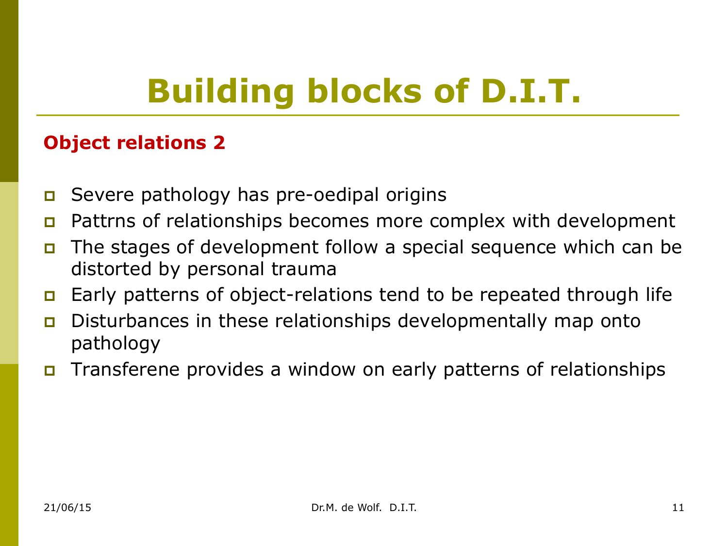# Building blocks of D.I.T.

**Object relations 2**

- Severe pathology has pre-oedipal origins
- Pattrns of relationships becomes more complex with development
- The stages of development follow a special sequence which can be distorted by personal trauma
- Early patterns of object-relations tend to be repeated through life
- Disturbances in these relationships developmentally map onto pathology
- Transferene provides a window on early patterns of relationships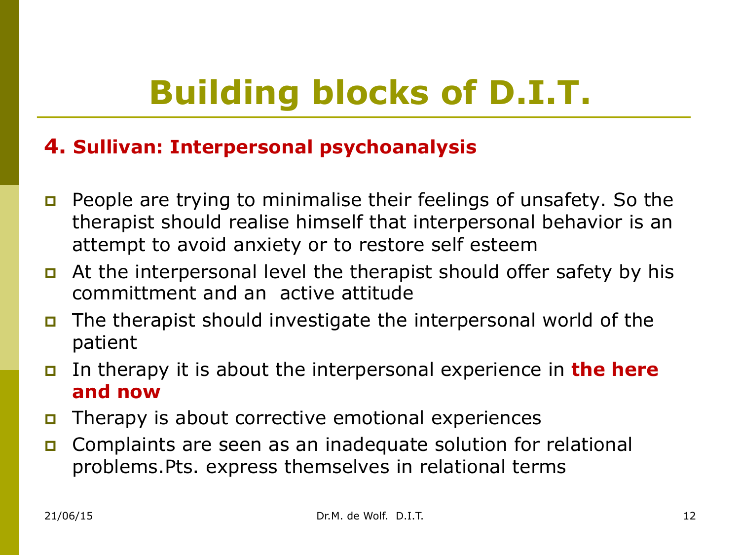# Building blocks of D.I.T.

**4. Sullivan: Interpersonal psychoanalysis**

- People are trying to minimalise their feelings of unsafety. So the therapist should realise himself that interpersonal behavior is an attempt to avoid anxiety or to restore self esteem
- At the interpersonal level the therapist should offer safety by his committment and an active attitude
- The therapist should investigate the interpersonal world of the patient
- In therapy it is about the interpersonal experience in **the here and now**
- Therapy is about corrective emotional experiences
- Complaints are seen as an inadequate solution for relational problems.Pts. express themselves in relational terms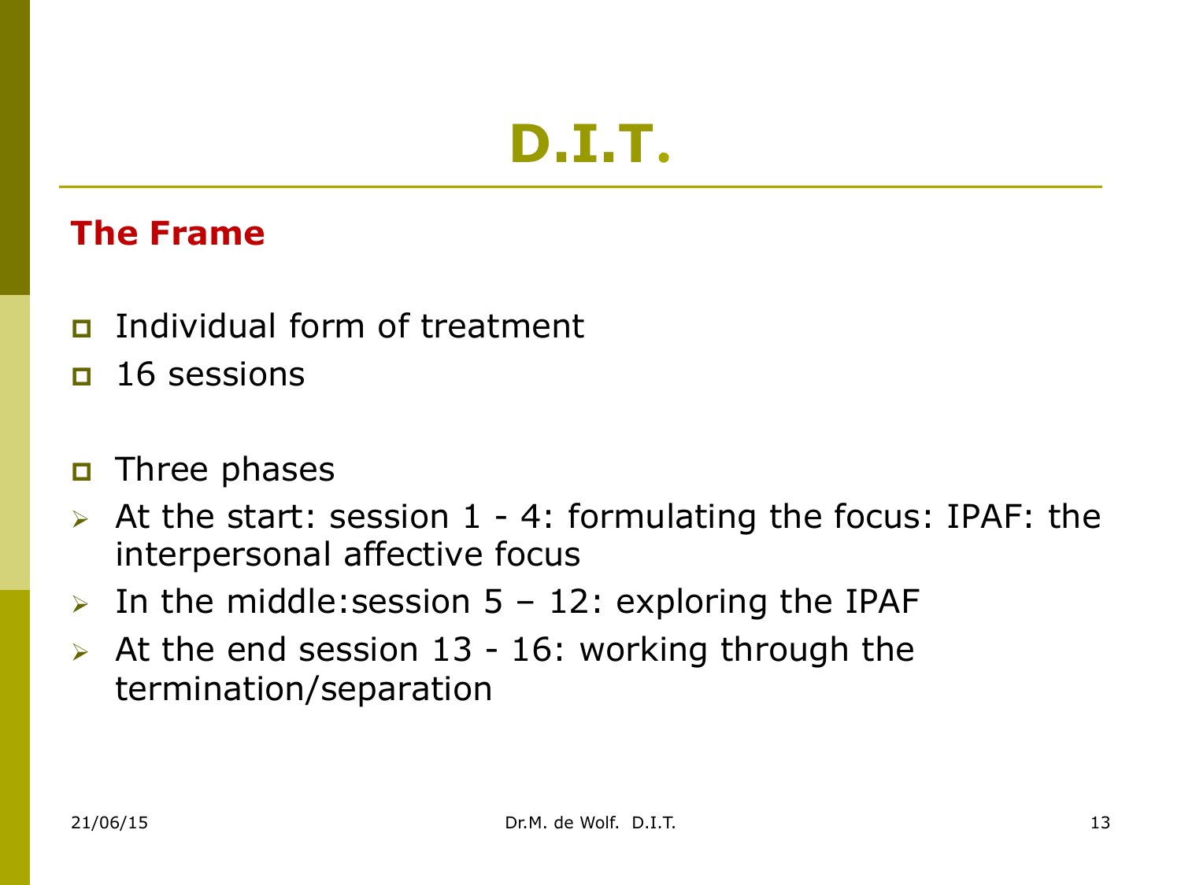# D.I.T.

## The Frame

- Individual form of treatment
- 16 sessions

- Three phases
  - At the start: session 1 - 4: formulating the focus: IPAF: the interpersonal affective focus
  - In the middle:session 5 – 12: exploring the IPAF
  - At the end session 13 - 16: working through the termination/separation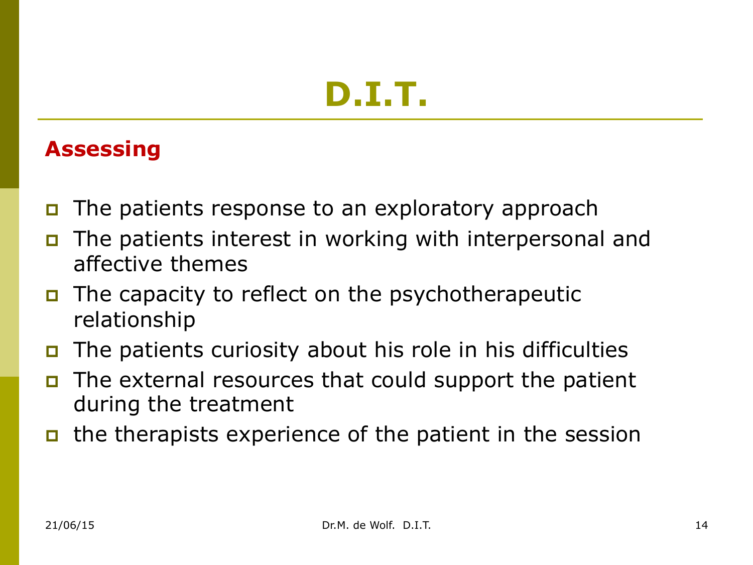# D.I.T.

## Assessing

- The patients response to an exploratory approach
- The patients interest in working with interpersonal and affective themes
- The capacity to reflect on the psychotherapeutic relationship
- The patients curiosity about his role in his difficulties
- The external resources that could support the patient during the treatment
- the therapists experience of the patient in the session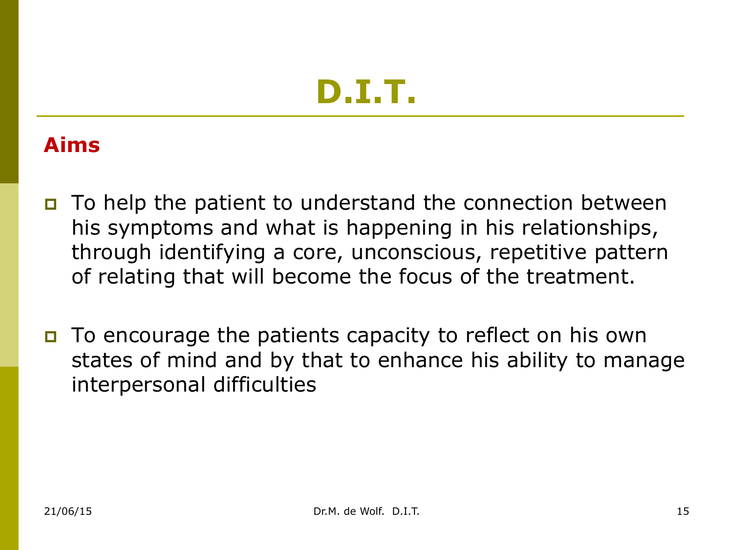# D.I.T.

## Aims

- To help the patient to understand the connection between his symptoms and what is happening in his relationships, through identifying a core, unconscious, repetitive pattern of relating that will become the focus of the treatment.

- To encourage the patients capacity to reflect on his own states of mind and by that to enhance his ability to manage interpersonal difficulties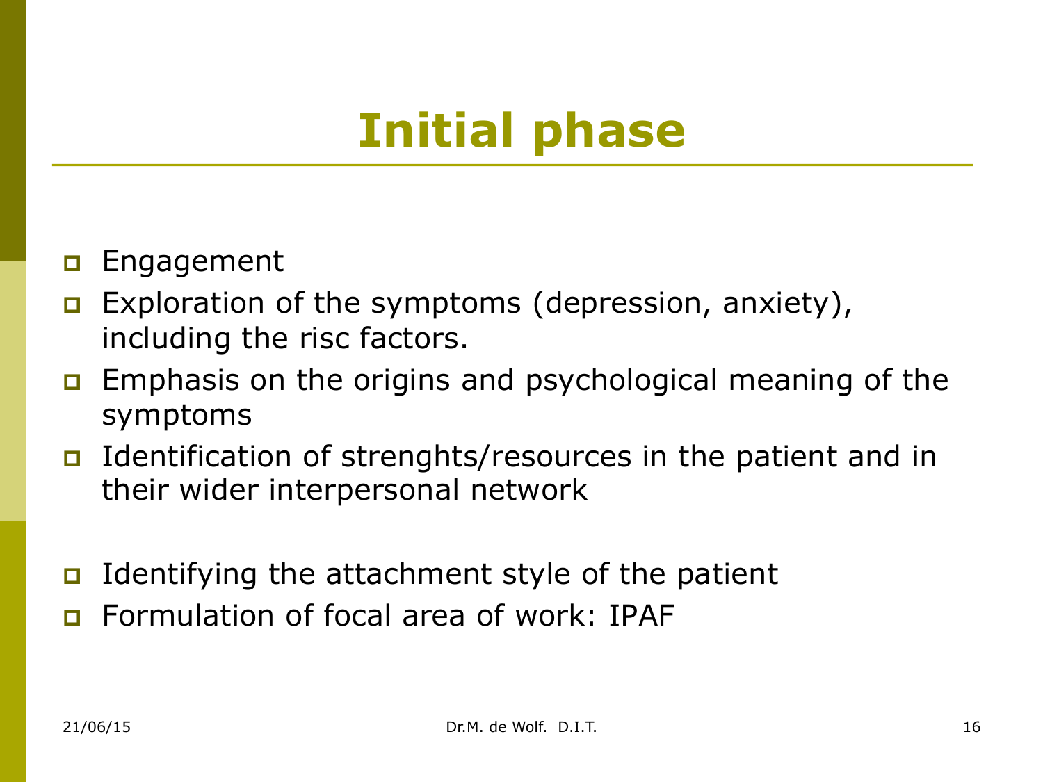# Initial phase

- Engagement
- Exploration of the symptoms (depression, anxiety), including the risc factors.
- Emphasis on the origins and psychological meaning of the symptoms
- Identification of strenghts/resources in the patient and in their wider interpersonal network

- Identifying the attachment style of the patient
- Formulation of focal area of work: IPAF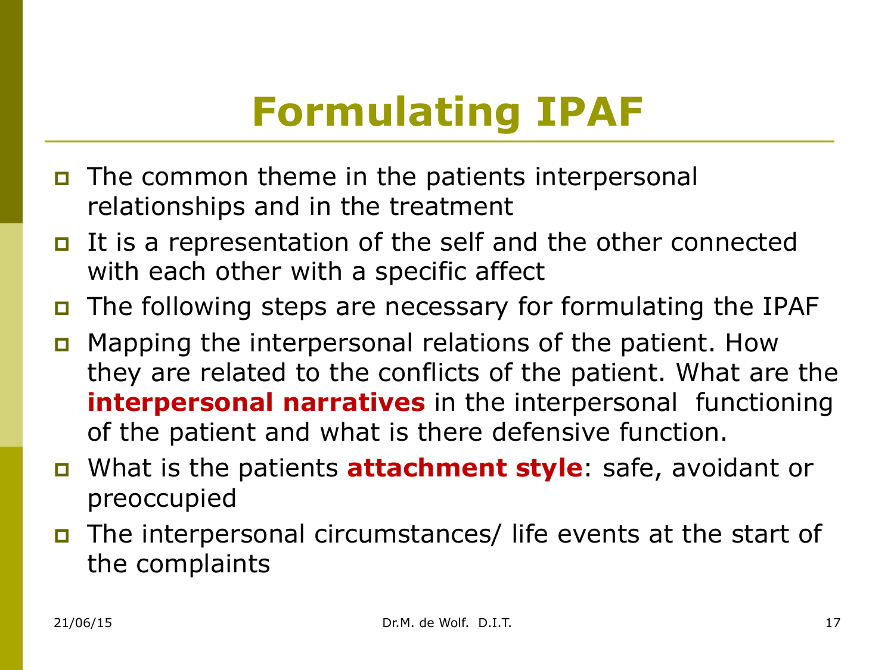# Formulating IPAF

- The common theme in the patients interpersonal relationships and in the treatment
- It is a representation of the self and the other connected with each other with a specific affect
- The following steps are necessary for formulating the IPAF
- Mapping the interpersonal relations of the patient. How they are related to the conflicts of the patient. What are the **interpersonal narratives** in the interpersonal functioning of the patient and what is there defensive function.
- What is the patients **attachment style**: safe, avoidant or preoccupied
- The interpersonal circumstances/ life events at the start of the complaints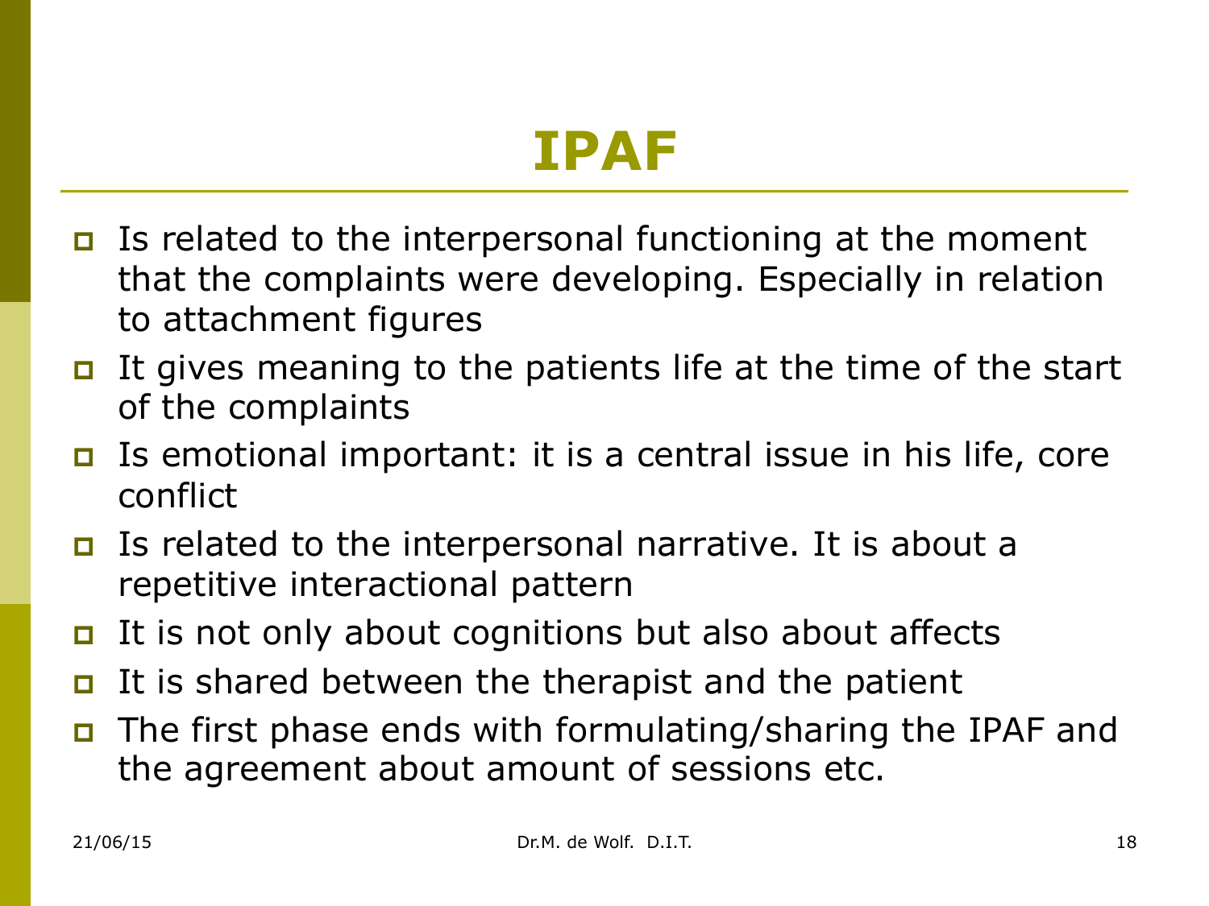# IPAF

- Is related to the interpersonal functioning at the moment that the complaints were developing. Especially in relation to attachment figures
- It gives meaning to the patients life at the time of the start of the complaints
- Is emotional important: it is a central issue in his life, core conflict
- Is related to the interpersonal narrative. It is about a repetitive interactional pattern
- It is not only about cognitions but also about affects
- It is shared between the therapist and the patient
- The first phase ends with formulating/sharing the IPAF and the agreement about amount of sessions etc.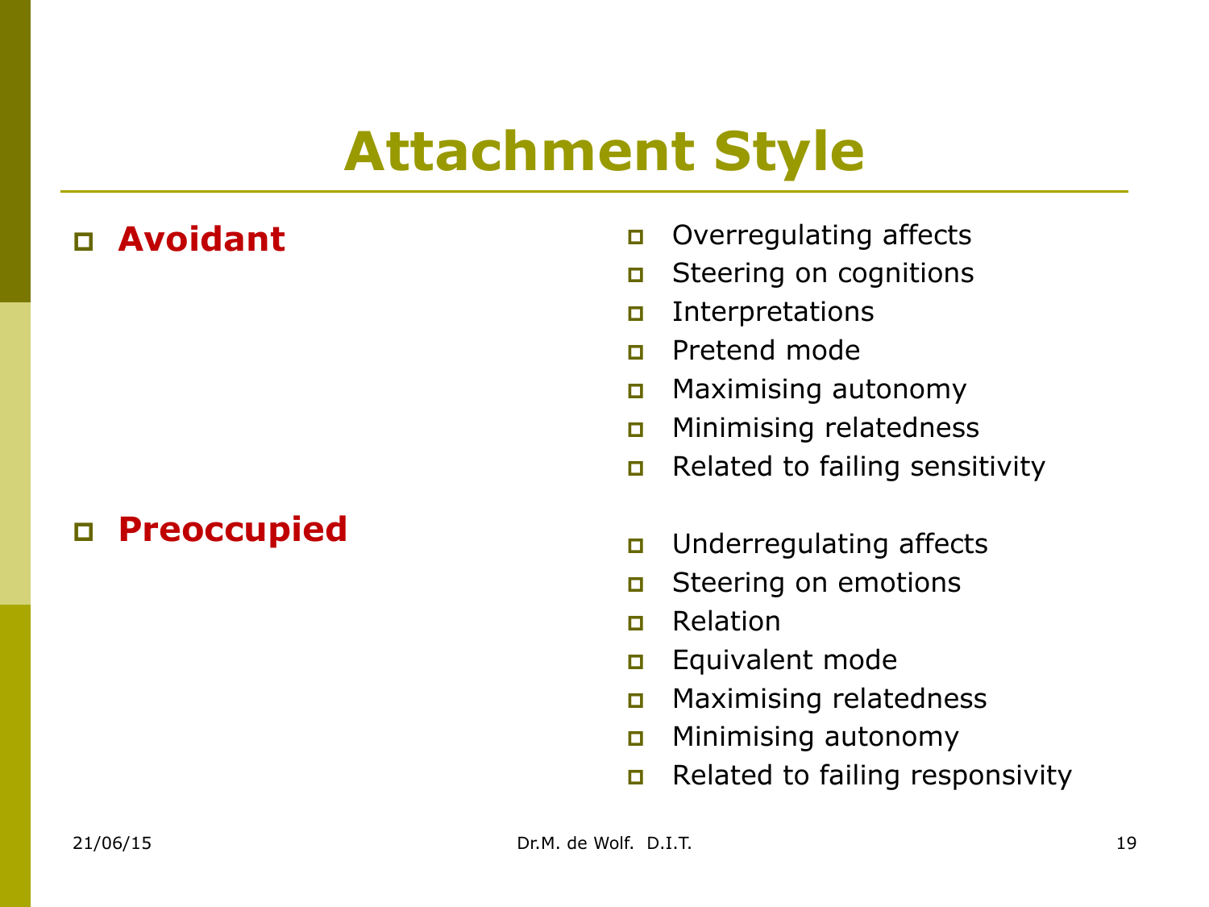# Attachment Style

- **Avoidant**
  - Overregulating affects
  - Steering on cognitions
  - Interpretations
  - Pretend mode
  - Maximising autonomy
  - Minimising relatedness
  - Related to failing sensitivity

- **Preoccupied**
  - Underregulating affects
  - Steering on emotions
  - Relation
  - Equivalent mode
  - Maximising relatedness
  - Minimising autonomy
  - Related to failing responsivity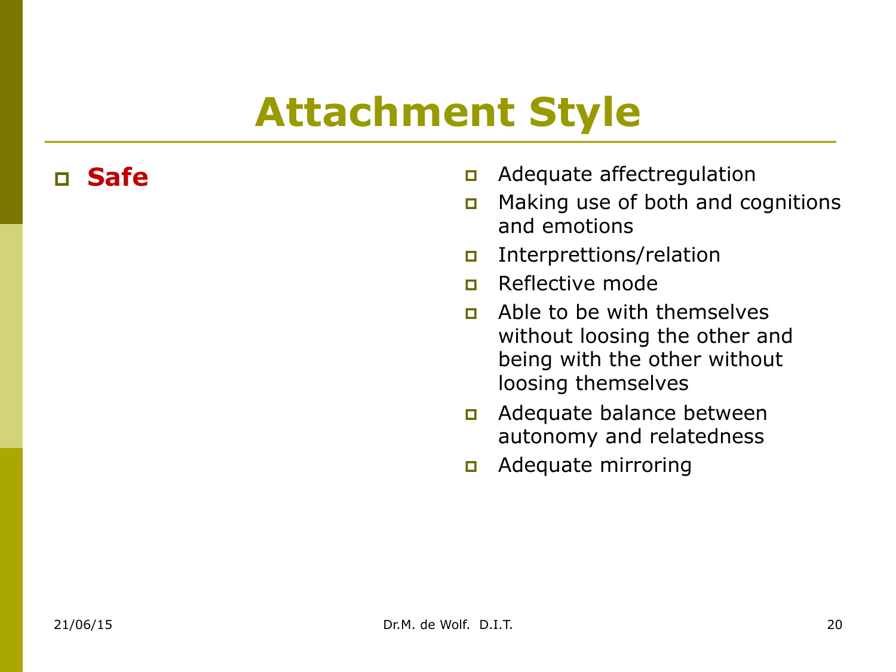# Attachment Style

- **Safe**

- Adequate affectregulation
- Making use of both and cognitions and emotions
- Interprettions/relation
- Reflective mode
- Able to be with themselves without loosing the other and being with the other without loosing themselves
- Adequate balance between autonomy and relatedness
- Adequate mirroring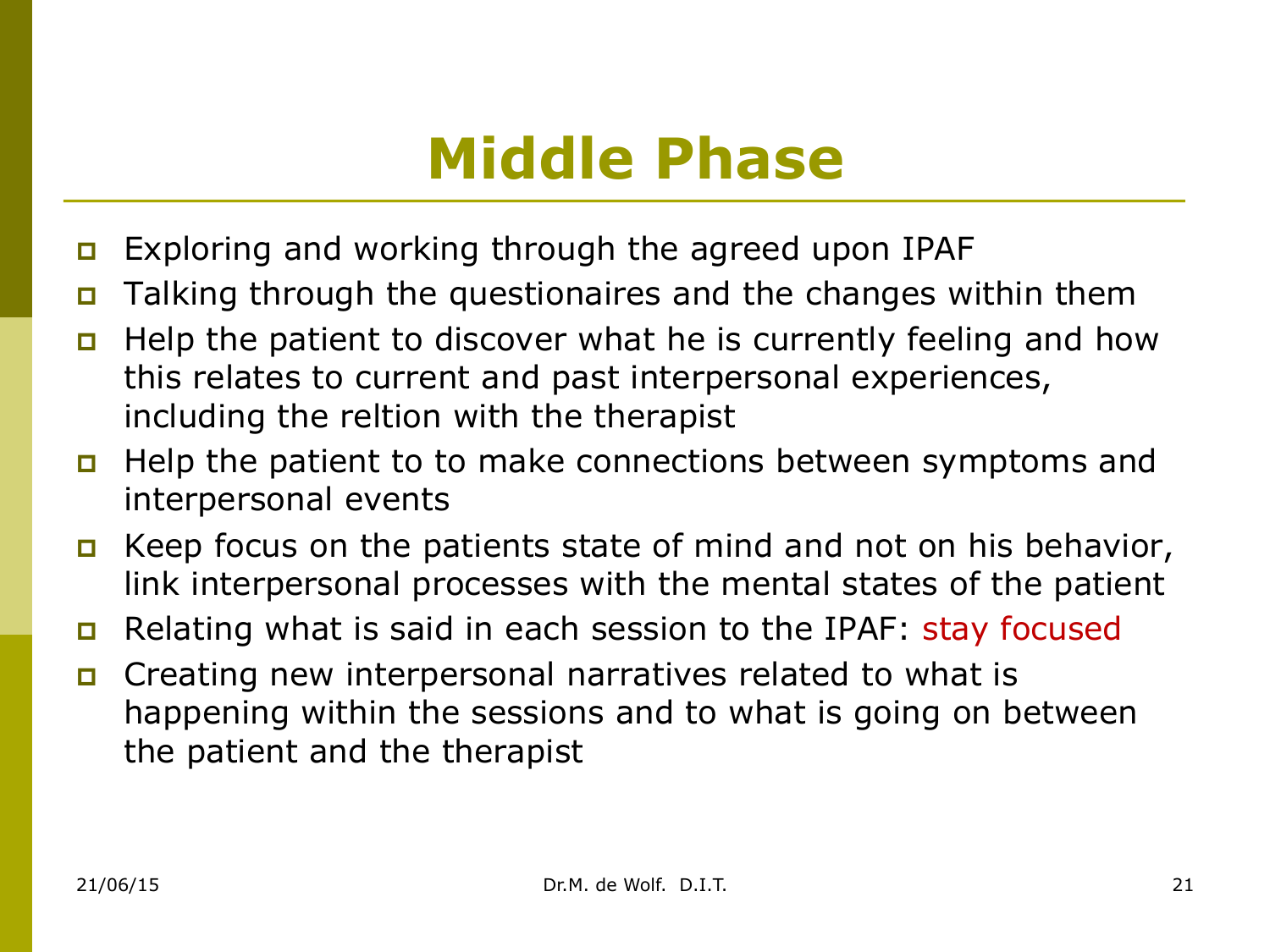# Middle Phase

- Exploring and working through the agreed upon IPAF
- Talking through the questionaires and the changes within them
- Help the patient to discover what he is currently feeling and how this relates to current and past interpersonal experiences, including the reltion with the therapist
- Help the patient to to make connections between symptoms and interpersonal events
- Keep focus on the patients state of mind and not on his behavior, link interpersonal processes with the mental states of the patient
- Relating what is said in each session to the IPAF: stay focused
- Creating new interpersonal narratives related to what is happening within the sessions and to what is going on between the patient and the therapist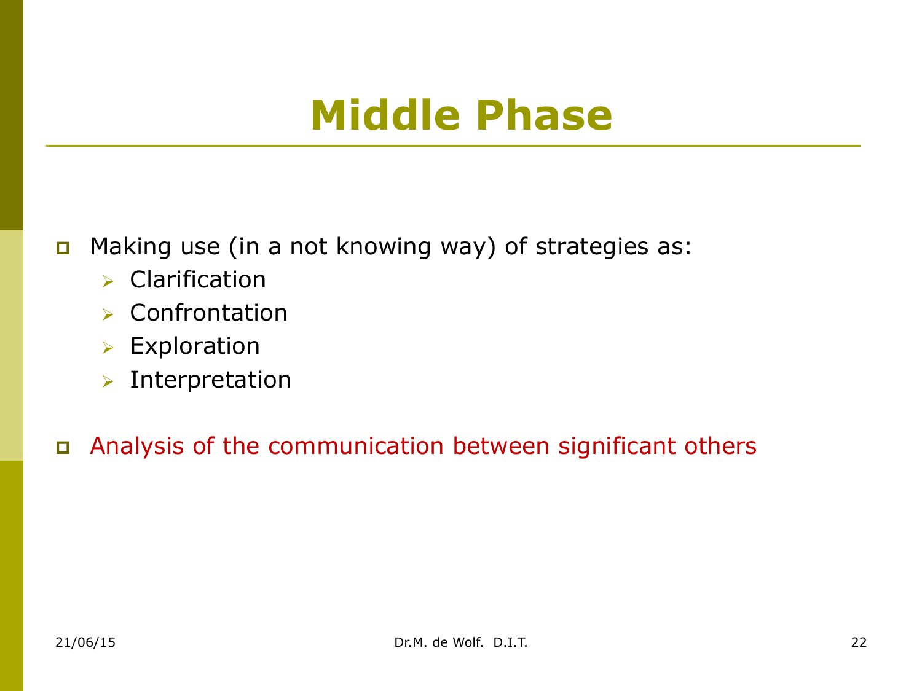# Middle Phase

- Making use (in a not knowing way) of strategies as:
  - Clarification
  - Confrontation
  - Exploration
  - Interpretation

- Analysis of the communication between significant others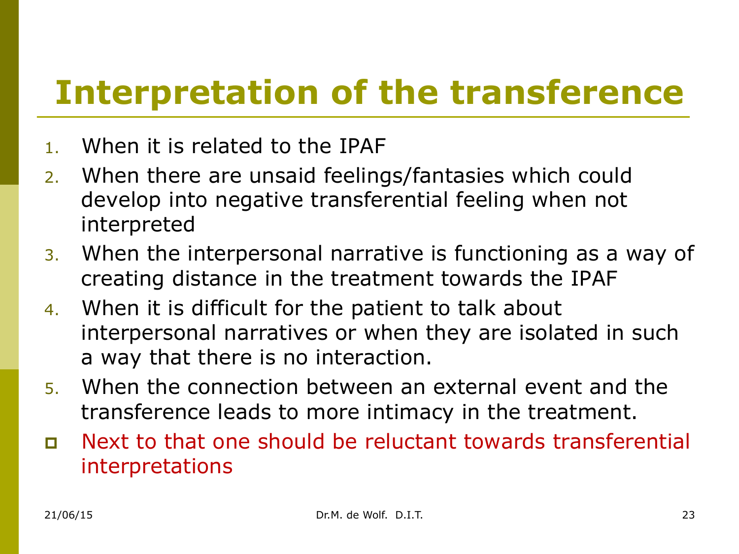# Interpretation of the transference

1. When it is related to the IPAF
2. When there are unsaid feelings/fantasies which could develop into negative transferential feeling when not interpreted
3. When the interpersonal narrative is functioning as a way of creating distance in the treatment towards the IPAF
4. When it is difficult for the patient to talk about interpersonal narratives or when they are isolated in such a way that there is no interaction.
5. When the connection between an external event and the transference leads to more intimacy in the treatment.

- Next to that one should be reluctant towards transferential interpretations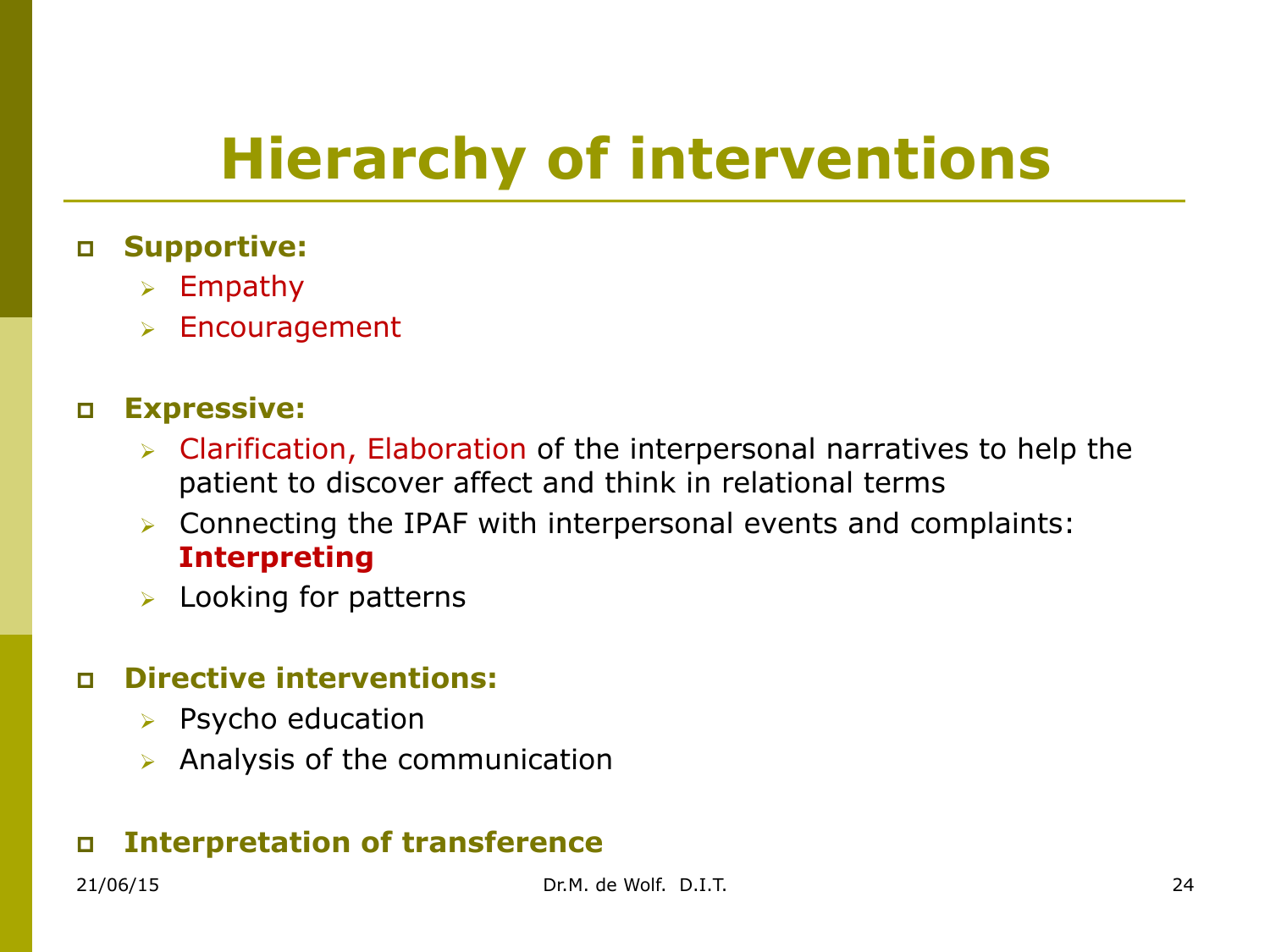# Hierarchy of interventions

- **Supportive:**
  - Empathy
  - Encouragement

- **Expressive:**
  - Clarification, Elaboration of the interpersonal narratives to help the patient to discover affect and think in relational terms
  - Connecting the IPAF with interpersonal events and complaints: **Interpreting**
  - Looking for patterns

- **Directive interventions:**
  - Psycho education
  - Analysis of the communication

- **Interpretation of transference**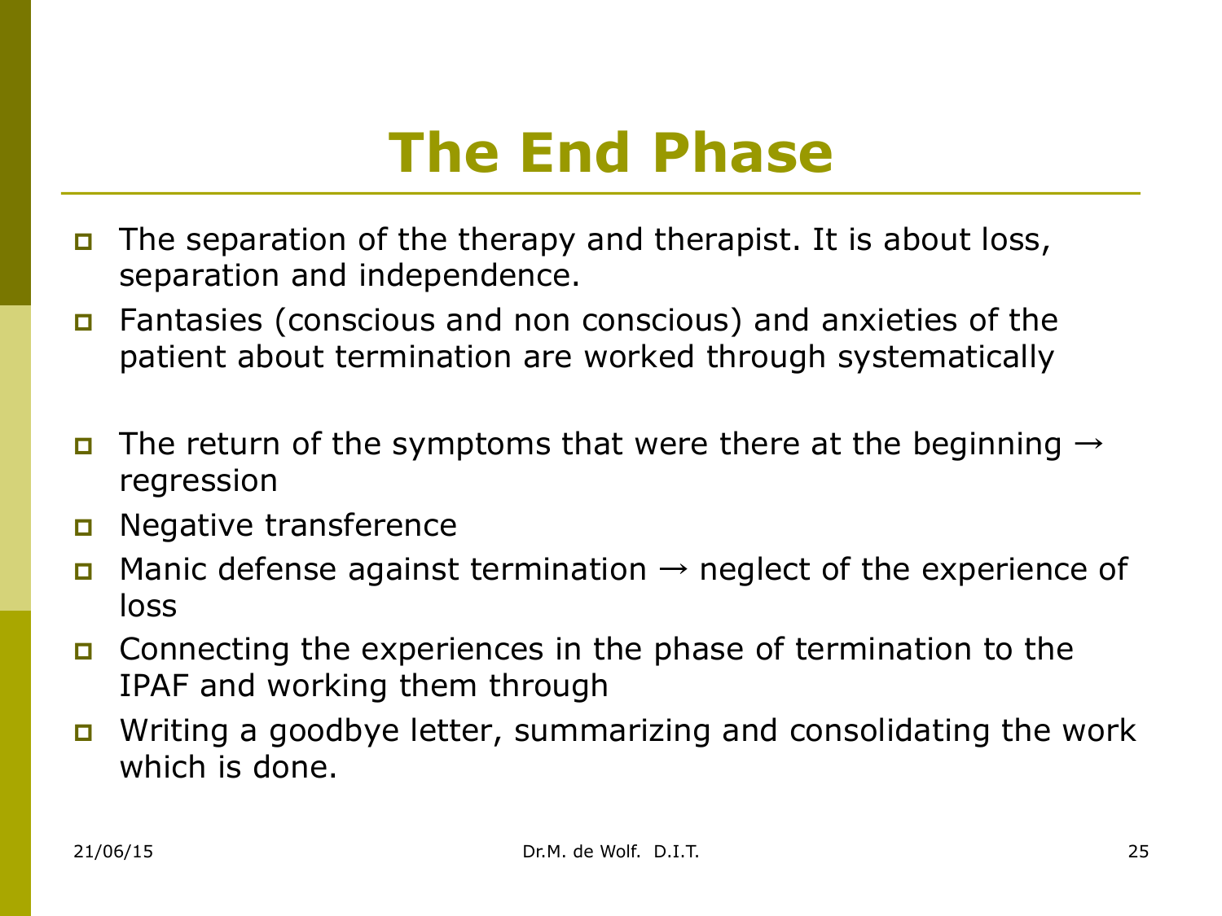# The End Phase

- The separation of the therapy and therapist. It is about loss, separation and independence.
- Fantasies (conscious and non conscious) and anxieties of the patient about termination are worked through systematically
- The return of the symptoms that were there at the beginning → regression
- Negative transference
- Manic defense against termination → neglect of the experience of loss
- Connecting the experiences in the phase of termination to the IPAF and working them through
- Writing a goodbye letter, summarizing and consolidating the work which is done.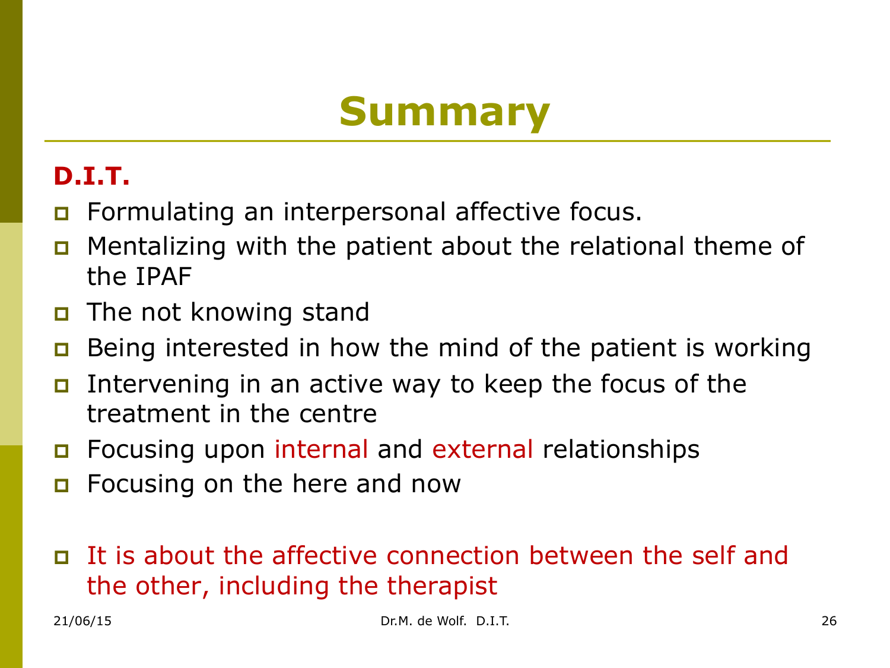# Summary

**D.I.T.**

- Formulating an interpersonal affective focus.
- Mentalizing with the patient about the relational theme of the IPAF
- The not knowing stand
- Being interested in how the mind of the patient is working
- Intervening in an active way to keep the focus of the treatment in the centre
- Focusing upon internal and external relationships
- Focusing on the here and now

- It is about the affective connection between the self and the other, including the therapist